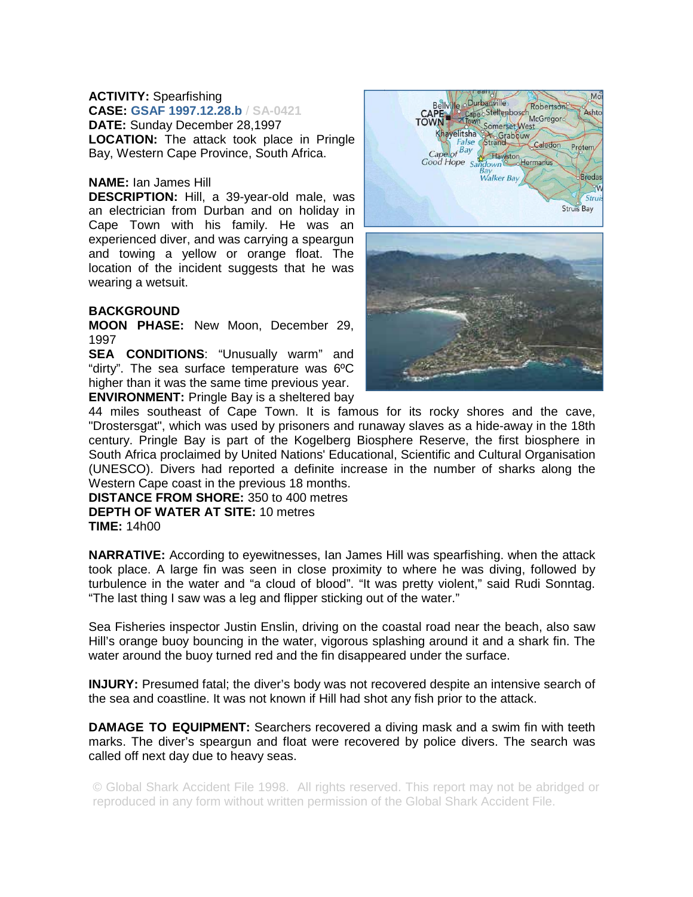**ACTIVITY:** Spearfishing
**CASE:** **GSAF 1997.12.28.b** / **SA-0421**
**DATE:** Sunday December 28,1997
**LOCATION:** The attack took place in Pringle Bay, Western Cape Province, South Africa.

**NAME:** Ian James Hill
**DESCRIPTION:** Hill, a 39-year-old male, was an electrician from Durban and on holiday in Cape Town with his family. He was an experienced diver, and was carrying a speargun and towing a yellow or orange float. The location of the incident suggests that he was wearing a wetsuit.

**BACKGROUND**
**MOON PHASE:** New Moon, December 29, 1997
**SEA CONDITIONS**: "Unusually warm" and "dirty". The sea surface temperature was 6ºC higher than it was the same time previous year.
**ENVIRONMENT:** Pringle Bay is a sheltered bay 44 miles southeast of Cape Town. It is famous for its rocky shores and the cave, "Drostersgat", which was used by prisoners and runaway slaves as a hide-away in the 18th century. Pringle Bay is part of the Kogelberg Biosphere Reserve, the first biosphere in South Africa proclaimed by United Nations' Educational, Scientific and Cultural Organisation (UNESCO). Divers had reported a definite increase in the number of sharks along the Western Cape coast in the previous 18 months.
**DISTANCE FROM SHORE:** 350 to 400 metres
**DEPTH OF WATER AT SITE:** 10 metres
**TIME:** 14h00

**NARRATIVE:** According to eyewitnesses, Ian James Hill was spearfishing. when the attack took place. A large fin was seen in close proximity to where he was diving, followed by turbulence in the water and "a cloud of blood". "It was pretty violent," said Rudi Sonntag. "The last thing I saw was a leg and flipper sticking out of the water."

Sea Fisheries inspector Justin Enslin, driving on the coastal road near the beach, also saw Hill's orange buoy bouncing in the water, vigorous splashing around it and a shark fin. The water around the buoy turned red and the fin disappeared under the surface.

**INJURY:** Presumed fatal; the diver's body was not recovered despite an intensive search of the sea and coastline. It was not known if Hill had shot any fish prior to the attack.

**DAMAGE TO EQUIPMENT:** Searchers recovered a diving mask and a swim fin with teeth marks. The diver's speargun and float were recovered by police divers. The search was called off next day due to heavy seas.

© Global Shark Accident File 1998. All rights reserved. This report may not be abridged or reproduced in any form without written permission of the Global Shark Accident File.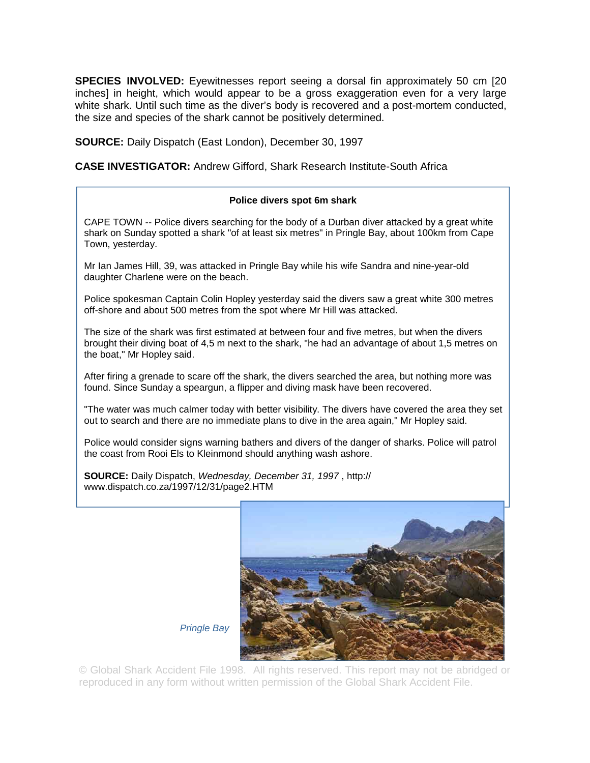**SPECIES INVOLVED:** Eyewitnesses report seeing a dorsal fin approximately 50 cm [20 inches] in height, which would appear to be a gross exaggeration even for a very large white shark. Until such time as the diver's body is recovered and a post-mortem conducted, the size and species of the shark cannot be positively determined.

**SOURCE:** Daily Dispatch (East London), December 30, 1997

**CASE INVESTIGATOR:** Andrew Gifford, Shark Research Institute-South Africa

**Police divers spot 6m shark**

CAPE TOWN -- Police divers searching for the body of a Durban diver attacked by a great white shark on Sunday spotted a shark "of at least six metres" in Pringle Bay, about 100km from Cape Town, yesterday.

Mr Ian James Hill, 39, was attacked in Pringle Bay while his wife Sandra and nine-year-old daughter Charlene were on the beach.

Police spokesman Captain Colin Hopley yesterday said the divers saw a great white 300 metres off-shore and about 500 metres from the spot where Mr Hill was attacked.

The size of the shark was first estimated at between four and five metres, but when the divers brought their diving boat of 4,5 m next to the shark, "he had an advantage of about 1,5 metres on the boat," Mr Hopley said.

After firing a grenade to scare off the shark, the divers searched the area, but nothing more was found. Since Sunday a speargun, a flipper and diving mask have been recovered.

"The water was much calmer today with better visibility. The divers have covered the area they set out to search and there are no immediate plans to dive in the area again," Mr Hopley said.

Police would consider signs warning bathers and divers of the danger of sharks. Police will patrol the coast from Rooi Els to Kleinmond should anything wash ashore.

**SOURCE:** Daily Dispatch, *Wednesday, December 31, 1997* , http://www.dispatch.co.za/1997/12/31/page2.HTM

*Pringle Bay*

© Global Shark Accident File 1998. All rights reserved. This report may not be abridged or reproduced in any form without written permission of the Global Shark Accident File.